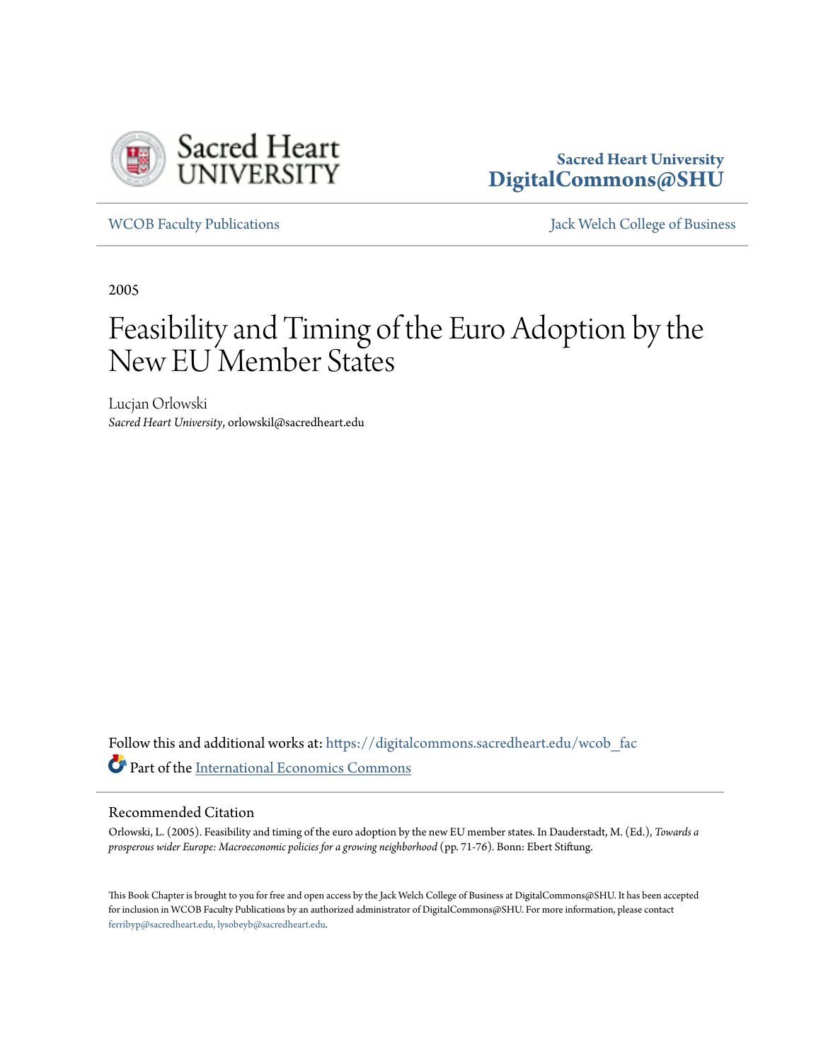Sacred Heart University
DigitalCommons@SHU

WCOB Faculty Publications | Jack Welch College of Business

2005

# Feasibility and Timing of the Euro Adoption by the New EU Member States

Lucjan Orlowski
*Sacred Heart University*, orlowskil@sacredheart.edu

Follow this and additional works at: https://digitalcommons.sacredheart.edu/wcob_fac

Part of the International Economics Commons

## Recommended Citation

Orlowski, L. (2005). Feasibility and timing of the euro adoption by the new EU member states. In Dauderstadt, M. (Ed.), *Towards a prosperous wider Europe: Macroeconomic policies for a growing neighborhood* (pp. 71-76). Bonn: Ebert Stiftung.

This Book Chapter is brought to you for free and open access by the Jack Welch College of Business at DigitalCommons@SHU. It has been accepted for inclusion in WCOB Faculty Publications by an authorized administrator of DigitalCommons@SHU. For more information, please contact ferribyp@sacredheart.edu, lysobeyb@sacredheart.edu.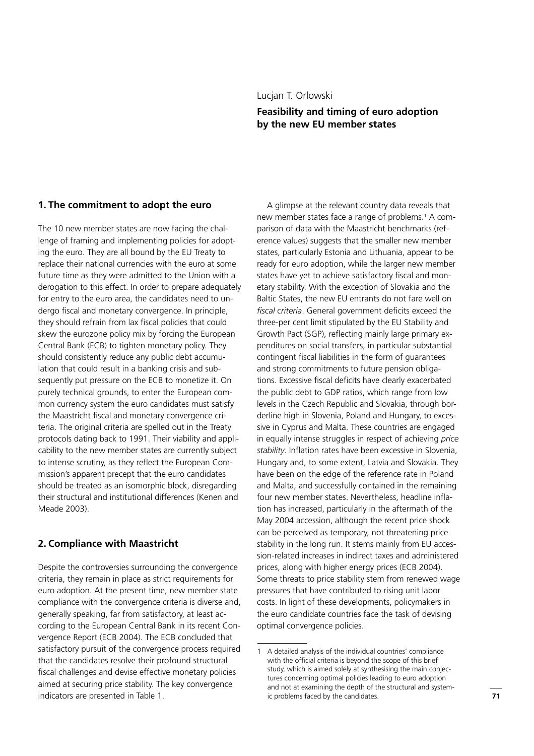Lucjan T. Orlowski

**Feasibility and timing of euro adoption by the new EU member states**

## 1. The commitment to adopt the euro

The 10 new member states are now facing the challenge of framing and implementing policies for adopting the euro. They are all bound by the EU Treaty to replace their national currencies with the euro at some future time as they were admitted to the Union with a derogation to this effect. In order to prepare adequately for entry to the euro area, the candidates need to undergo fiscal and monetary convergence. In principle, they should refrain from lax fiscal policies that could skew the eurozone policy mix by forcing the European Central Bank (ECB) to tighten monetary policy. They should consistently reduce any public debt accumulation that could result in a banking crisis and subsequently put pressure on the ECB to monetize it. On purely technical grounds, to enter the European common currency system the euro candidates must satisfy the Maastricht fiscal and monetary convergence criteria. The original criteria are spelled out in the Treaty protocols dating back to 1991. Their viability and applicability to the new member states are currently subject to intense scrutiny, as they reflect the European Commission's apparent precept that the euro candidates should be treated as an isomorphic block, disregarding their structural and institutional differences (Kenen and Meade 2003).

## 2. Compliance with Maastricht

Despite the controversies surrounding the convergence criteria, they remain in place as strict requirements for euro adoption. At the present time, new member state compliance with the convergence criteria is diverse and, generally speaking, far from satisfactory, at least according to the European Central Bank in its recent Convergence Report (ECB 2004). The ECB concluded that satisfactory pursuit of the convergence process required that the candidates resolve their profound structural fiscal challenges and devise effective monetary policies aimed at securing price stability. The key convergence indicators are presented in Table 1.

A glimpse at the relevant country data reveals that new member states face a range of problems.[1] A comparison of data with the Maastricht benchmarks (reference values) suggests that the smaller new member states, particularly Estonia and Lithuania, appear to be ready for euro adoption, while the larger new member states have yet to achieve satisfactory fiscal and monetary stability. With the exception of Slovakia and the Baltic States, the new EU entrants do not fare well on *fiscal criteria*. General government deficits exceed the three-per cent limit stipulated by the EU Stability and Growth Pact (SGP), reflecting mainly large primary expenditures on social transfers, in particular substantial contingent fiscal liabilities in the form of guarantees and strong commitments to future pension obligations. Excessive fiscal deficits have clearly exacerbated the public debt to GDP ratios, which range from low levels in the Czech Republic and Slovakia, through borderline high in Slovenia, Poland and Hungary, to excessive in Cyprus and Malta. These countries are engaged in equally intense struggles in respect of achieving *price stability*. Inflation rates have been excessive in Slovenia, Hungary and, to some extent, Latvia and Slovakia. They have been on the edge of the reference rate in Poland and Malta, and successfully contained in the remaining four new member states. Nevertheless, headline inflation has increased, particularly in the aftermath of the May 2004 accession, although the recent price shock can be perceived as temporary, not threatening price stability in the long run. It stems mainly from EU accession-related increases in indirect taxes and administered prices, along with higher energy prices (ECB 2004). Some threats to price stability stem from renewed wage pressures that have contributed to rising unit labor costs. In light of these developments, policymakers in the euro candidate countries face the task of devising optimal convergence policies.

[1] A detailed analysis of the individual countries' compliance with the official criteria is beyond the scope of this brief study, which is aimed solely at synthesising the main conjectures concerning optimal policies leading to euro adoption and not at examining the depth of the structural and systemic problems faced by the candidates.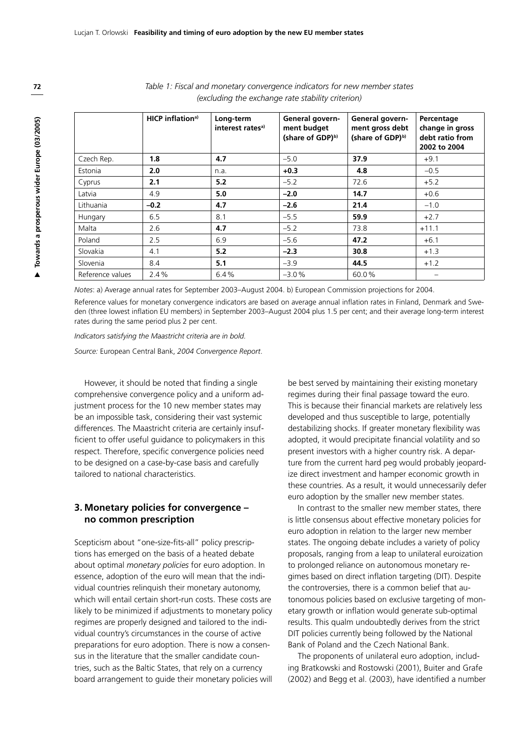*Table 1: Fiscal and monetary convergence indicators for new member states (excluding the exchange rate stability criterion)*

| | HICP inflation[a)] | Long-term interest rates[a)] | General government budget (share of GDP)[b)] | General government gross debt (share of GDP)[b)] | Percentage change in gross debt ratio from 2002 to 2004 |
|---|---|---|---|---|---|
| Czech Rep. | **1.8** | **4.7** | –5.0 | **37.9** | +9.1 |
| Estonia | **2.0** | n.a. | **+0.3** | **4.8** | –0.5 |
| Cyprus | **2.1** | **5.2** | –5.2 | 72.6 | +5.2 |
| Latvia | 4.9 | **5.0** | **–2.0** | **14.7** | +0.6 |
| Lithuania | **–0.2** | **4.7** | **–2.6** | **21.4** | –1.0 |
| Hungary | 6.5 | 8.1 | –5.5 | **59.9** | +2.7 |
| Malta | 2.6 | **4.7** | –5.2 | 73.8 | +11.1 |
| Poland | 2.5 | 6.9 | –5.6 | **47.2** | +6.1 |
| Slovakia | 4.1 | **5.2** | **–2.3** | **30.8** | +1.3 |
| Slovenia | 8.4 | **5.1** | –3.9 | **44.5** | +1.2 |
| Reference values | 2.4 % | 6.4 % | –3.0 % | 60.0 % | – |

*Notes*: a) Average annual rates for September 2003–August 2004. b) European Commission projections for 2004.

Reference values for monetary convergence indicators are based on average annual inflation rates in Finland, Denmark and Sweden (three lowest inflation EU members) in September 2003–August 2004 plus 1.5 per cent; and their average long-term interest rates during the same period plus 2 per cent.

*Indicators satisfying the Maastricht criteria are in bold.*

*Source:* European Central Bank, *2004 Convergence Report*.

However, it should be noted that finding a single comprehensive convergence policy and a uniform adjustment process for the 10 new member states may be an impossible task, considering their vast systemic differences. The Maastricht criteria are certainly insufficient to offer useful guidance to policymakers in this respect. Therefore, specific convergence policies need to be designed on a case-by-case basis and carefully tailored to national characteristics.

## 3. Monetary policies for convergence – no common prescription

Scepticism about "one-size-fits-all" policy prescriptions has emerged on the basis of a heated debate about optimal *monetary policies* for euro adoption. In essence, adoption of the euro will mean that the individual countries relinquish their monetary autonomy, which will entail certain short-run costs. These costs are likely to be minimized if adjustments to monetary policy regimes are properly designed and tailored to the individual country's circumstances in the course of active preparations for euro adoption. There is now a consensus in the literature that the smaller candidate countries, such as the Baltic States, that rely on a currency board arrangement to guide their monetary policies will be best served by maintaining their existing monetary regimes during their final passage toward the euro. This is because their financial markets are relatively less developed and thus susceptible to large, potentially destabilizing shocks. If greater monetary flexibility was adopted, it would precipitate financial volatility and so present investors with a higher country risk. A departure from the current hard peg would probably jeopardize direct investment and hamper economic growth in these countries. As a result, it would unnecessarily defer euro adoption by the smaller new member states.

In contrast to the smaller new member states, there is little consensus about effective monetary policies for euro adoption in relation to the larger new member states. The ongoing debate includes a variety of policy proposals, ranging from a leap to unilateral euroization to prolonged reliance on autonomous monetary regimes based on direct inflation targeting (DIT). Despite the controversies, there is a common belief that autonomous policies based on exclusive targeting of monetary growth or inflation would generate sub-optimal results. This qualm undoubtedly derives from the strict DIT policies currently being followed by the National Bank of Poland and the Czech National Bank.

The proponents of unilateral euro adoption, including Bratkowski and Rostowski (2001), Buiter and Grafe (2002) and Begg et al. (2003), have identified a number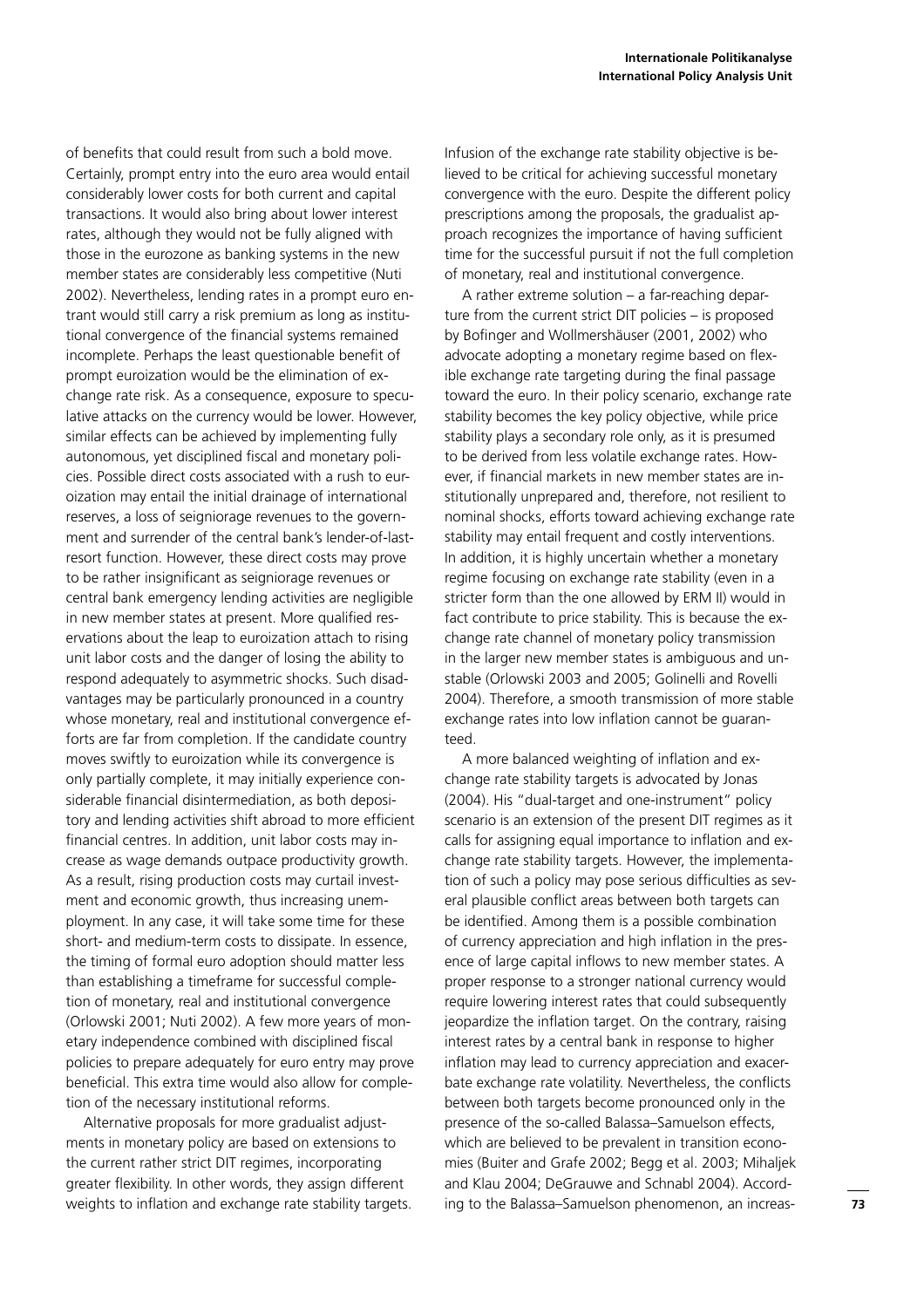of benefits that could result from such a bold move. Certainly, prompt entry into the euro area would entail considerably lower costs for both current and capital transactions. It would also bring about lower interest rates, although they would not be fully aligned with those in the eurozone as banking systems in the new member states are considerably less competitive (Nuti 2002). Nevertheless, lending rates in a prompt euro entrant would still carry a risk premium as long as institutional convergence of the financial systems remained incomplete. Perhaps the least questionable benefit of prompt euroization would be the elimination of exchange rate risk. As a consequence, exposure to speculative attacks on the currency would be lower. However, similar effects can be achieved by implementing fully autonomous, yet disciplined fiscal and monetary policies. Possible direct costs associated with a rush to euroization may entail the initial drainage of international reserves, a loss of seigniorage revenues to the government and surrender of the central bank's lender-of-last-resort function. However, these direct costs may prove to be rather insignificant as seigniorage revenues or central bank emergency lending activities are negligible in new member states at present. More qualified reservations about the leap to euroization attach to rising unit labor costs and the danger of losing the ability to respond adequately to asymmetric shocks. Such disadvantages may be particularly pronounced in a country whose monetary, real and institutional convergence efforts are far from completion. If the candidate country moves swiftly to euroization while its convergence is only partially complete, it may initially experience considerable financial disintermediation, as both depository and lending activities shift abroad to more efficient financial centres. In addition, unit labor costs may increase as wage demands outpace productivity growth. As a result, rising production costs may curtail investment and economic growth, thus increasing unemployment. In any case, it will take some time for these short- and medium-term costs to dissipate. In essence, the timing of formal euro adoption should matter less than establishing a timeframe for successful completion of monetary, real and institutional convergence (Orlowski 2001; Nuti 2002). A few more years of monetary independence combined with disciplined fiscal policies to prepare adequately for euro entry may prove beneficial. This extra time would also allow for completion of the necessary institutional reforms.

Alternative proposals for more gradualist adjustments in monetary policy are based on extensions to the current rather strict DIT regimes, incorporating greater flexibility. In other words, they assign different weights to inflation and exchange rate stability targets. Infusion of the exchange rate stability objective is believed to be critical for achieving successful monetary convergence with the euro. Despite the different policy prescriptions among the proposals, the gradualist approach recognizes the importance of having sufficient time for the successful pursuit if not the full completion of monetary, real and institutional convergence.

A rather extreme solution – a far-reaching departure from the current strict DIT policies – is proposed by Bofinger and Wollmershäuser (2001, 2002) who advocate adopting a monetary regime based on flexible exchange rate targeting during the final passage toward the euro. In their policy scenario, exchange rate stability becomes the key policy objective, while price stability plays a secondary role only, as it is presumed to be derived from less volatile exchange rates. However, if financial markets in new member states are institutionally unprepared and, therefore, not resilient to nominal shocks, efforts toward achieving exchange rate stability may entail frequent and costly interventions. In addition, it is highly uncertain whether a monetary regime focusing on exchange rate stability (even in a stricter form than the one allowed by ERM II) would in fact contribute to price stability. This is because the exchange rate channel of monetary policy transmission in the larger new member states is ambiguous and unstable (Orlowski 2003 and 2005; Golinelli and Rovelli 2004). Therefore, a smooth transmission of more stable exchange rates into low inflation cannot be guaranteed.

A more balanced weighting of inflation and exchange rate stability targets is advocated by Jonas (2004). His "dual-target and one-instrument" policy scenario is an extension of the present DIT regimes as it calls for assigning equal importance to inflation and exchange rate stability targets. However, the implementation of such a policy may pose serious difficulties as several plausible conflict areas between both targets can be identified. Among them is a possible combination of currency appreciation and high inflation in the presence of large capital inflows to new member states. A proper response to a stronger national currency would require lowering interest rates that could subsequently jeopardize the inflation target. On the contrary, raising interest rates by a central bank in response to higher inflation may lead to currency appreciation and exacerbate exchange rate volatility. Nevertheless, the conflicts between both targets become pronounced only in the presence of the so-called Balassa–Samuelson effects, which are believed to be prevalent in transition economies (Buiter and Grafe 2002; Begg et al. 2003; Mihaljek and Klau 2004; DeGrauwe and Schnabl 2004). According to the Balassa–Samuelson phenomenon, an increas-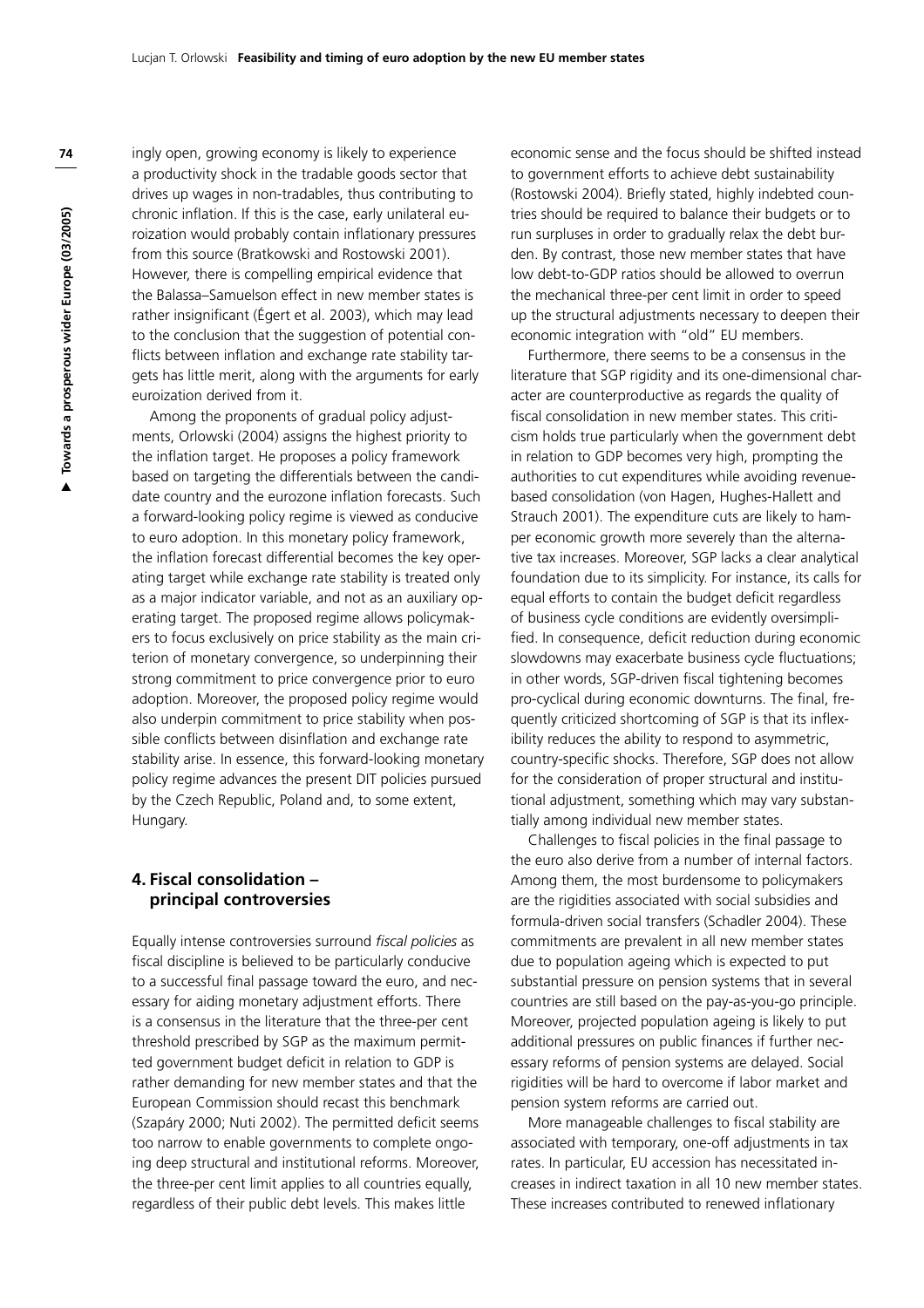ingly open, growing economy is likely to experience a productivity shock in the tradable goods sector that drives up wages in non-tradables, thus contributing to chronic inflation. If this is the case, early unilateral euroization would probably contain inflationary pressures from this source (Bratkowski and Rostowski 2001). However, there is compelling empirical evidence that the Balassa–Samuelson effect in new member states is rather insignificant (Égert et al. 2003), which may lead to the conclusion that the suggestion of potential conflicts between inflation and exchange rate stability targets has little merit, along with the arguments for early euroization derived from it.

Among the proponents of gradual policy adjustments, Orlowski (2004) assigns the highest priority to the inflation target. He proposes a policy framework based on targeting the differentials between the candidate country and the eurozone inflation forecasts. Such a forward-looking policy regime is viewed as conducive to euro adoption. In this monetary policy framework, the inflation forecast differential becomes the key operating target while exchange rate stability is treated only as a major indicator variable, and not as an auxiliary operating target. The proposed regime allows policymakers to focus exclusively on price stability as the main criterion of monetary convergence, so underpinning their strong commitment to price convergence prior to euro adoption. Moreover, the proposed policy regime would also underpin commitment to price stability when possible conflicts between disinflation and exchange rate stability arise. In essence, this forward-looking monetary policy regime advances the present DIT policies pursued by the Czech Republic, Poland and, to some extent, Hungary.

## 4. Fiscal consolidation – principal controversies

Equally intense controversies surround *fiscal policies* as fiscal discipline is believed to be particularly conducive to a successful final passage toward the euro, and necessary for aiding monetary adjustment efforts. There is a consensus in the literature that the three-per cent threshold prescribed by SGP as the maximum permitted government budget deficit in relation to GDP is rather demanding for new member states and that the European Commission should recast this benchmark (Szapáry 2000; Nuti 2002). The permitted deficit seems too narrow to enable governments to complete ongoing deep structural and institutional reforms. Moreover, the three-per cent limit applies to all countries equally, regardless of their public debt levels. This makes little economic sense and the focus should be shifted instead to government efforts to achieve debt sustainability (Rostowski 2004). Briefly stated, highly indebted countries should be required to balance their budgets or to run surpluses in order to gradually relax the debt burden. By contrast, those new member states that have low debt-to-GDP ratios should be allowed to overrun the mechanical three-per cent limit in order to speed up the structural adjustments necessary to deepen their economic integration with "old" EU members.

Furthermore, there seems to be a consensus in the literature that SGP rigidity and its one-dimensional character are counterproductive as regards the quality of fiscal consolidation in new member states. This criticism holds true particularly when the government debt in relation to GDP becomes very high, prompting the authorities to cut expenditures while avoiding revenue-based consolidation (von Hagen, Hughes-Hallett and Strauch 2001). The expenditure cuts are likely to hamper economic growth more severely than the alternative tax increases. Moreover, SGP lacks a clear analytical foundation due to its simplicity. For instance, its calls for equal efforts to contain the budget deficit regardless of business cycle conditions are evidently oversimplified. In consequence, deficit reduction during economic slowdowns may exacerbate business cycle fluctuations; in other words, SGP-driven fiscal tightening becomes pro-cyclical during economic downturns. The final, frequently criticized shortcoming of SGP is that its inflexibility reduces the ability to respond to asymmetric, country-specific shocks. Therefore, SGP does not allow for the consideration of proper structural and institutional adjustment, something which may vary substantially among individual new member states.

Challenges to fiscal policies in the final passage to the euro also derive from a number of internal factors. Among them, the most burdensome to policymakers are the rigidities associated with social subsidies and formula-driven social transfers (Schadler 2004). These commitments are prevalent in all new member states due to population ageing which is expected to put substantial pressure on pension systems that in several countries are still based on the pay-as-you-go principle. Moreover, projected population ageing is likely to put additional pressures on public finances if further necessary reforms of pension systems are delayed. Social rigidities will be hard to overcome if labor market and pension system reforms are carried out.

More manageable challenges to fiscal stability are associated with temporary, one-off adjustments in tax rates. In particular, EU accession has necessitated increases in indirect taxation in all 10 new member states. These increases contributed to renewed inflationary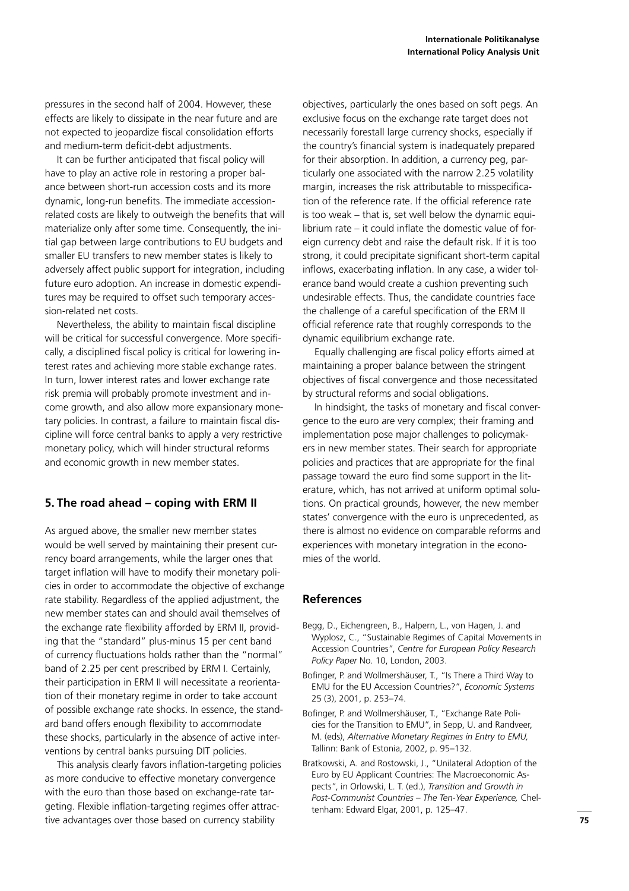pressures in the second half of 2004. However, these effects are likely to dissipate in the near future and are not expected to jeopardize fiscal consolidation efforts and medium-term deficit-debt adjustments.

It can be further anticipated that fiscal policy will have to play an active role in restoring a proper balance between short-run accession costs and its more dynamic, long-run benefits. The immediate accession-related costs are likely to outweigh the benefits that will materialize only after some time. Consequently, the initial gap between large contributions to EU budgets and smaller EU transfers to new member states is likely to adversely affect public support for integration, including future euro adoption. An increase in domestic expenditures may be required to offset such temporary accession-related net costs.

Nevertheless, the ability to maintain fiscal discipline will be critical for successful convergence. More specifically, a disciplined fiscal policy is critical for lowering interest rates and achieving more stable exchange rates. In turn, lower interest rates and lower exchange rate risk premia will probably promote investment and income growth, and also allow more expansionary monetary policies. In contrast, a failure to maintain fiscal discipline will force central banks to apply a very restrictive monetary policy, which will hinder structural reforms and economic growth in new member states.

## 5. The road ahead – coping with ERM II

As argued above, the smaller new member states would be well served by maintaining their present currency board arrangements, while the larger ones that target inflation will have to modify their monetary policies in order to accommodate the objective of exchange rate stability. Regardless of the applied adjustment, the new member states can and should avail themselves of the exchange rate flexibility afforded by ERM II, providing that the "standard" plus-minus 15 per cent band of currency fluctuations holds rather than the "normal" band of 2.25 per cent prescribed by ERM I. Certainly, their participation in ERM II will necessitate a reorientation of their monetary regime in order to take account of possible exchange rate shocks. In essence, the standard band offers enough flexibility to accommodate these shocks, particularly in the absence of active interventions by central banks pursuing DIT policies.

This analysis clearly favors inflation-targeting policies as more conducive to effective monetary convergence with the euro than those based on exchange-rate targeting. Flexible inflation-targeting regimes offer attractive advantages over those based on currency stability objectives, particularly the ones based on soft pegs. An exclusive focus on the exchange rate target does not necessarily forestall large currency shocks, especially if the country's financial system is inadequately prepared for their absorption. In addition, a currency peg, particularly one associated with the narrow 2.25 volatility margin, increases the risk attributable to misspecification of the reference rate. If the official reference rate is too weak – that is, set well below the dynamic equilibrium rate – it could inflate the domestic value of foreign currency debt and raise the default risk. If it is too strong, it could precipitate significant short-term capital inflows, exacerbating inflation. In any case, a wider tolerance band would create a cushion preventing such undesirable effects. Thus, the candidate countries face the challenge of a careful specification of the ERM II official reference rate that roughly corresponds to the dynamic equilibrium exchange rate.

Equally challenging are fiscal policy efforts aimed at maintaining a proper balance between the stringent objectives of fiscal convergence and those necessitated by structural reforms and social obligations.

In hindsight, the tasks of monetary and fiscal convergence to the euro are very complex; their framing and implementation pose major challenges to policymakers in new member states. Their search for appropriate policies and practices that are appropriate for the final passage toward the euro find some support in the literature, which, has not arrived at uniform optimal solutions. On practical grounds, however, the new member states' convergence with the euro is unprecedented, as there is almost no evidence on comparable reforms and experiences with monetary integration in the economies of the world.

## References

Begg, D., Eichengreen, B., Halpern, L., von Hagen, J. and Wyplosz, C., "Sustainable Regimes of Capital Movements in Accession Countries", *Centre for European Policy Research Policy Paper* No. 10, London, 2003.

Bofinger, P. and Wollmershäuser, T., "Is There a Third Way to EMU for the EU Accession Countries?", *Economic Systems* 25 (3), 2001, p. 253–74.

Bofinger, P. and Wollmershäuser, T., "Exchange Rate Policies for the Transition to EMU", in Sepp, U. and Randveer, M. (eds), *Alternative Monetary Regimes in Entry to EMU,* Tallinn: Bank of Estonia, 2002, p. 95–132.

Bratkowski, A. and Rostowski, J., "Unilateral Adoption of the Euro by EU Applicant Countries: The Macroeconomic Aspects", in Orlowski, L. T. (ed.), *Transition and Growth in Post-Communist Countries – The Ten-Year Experience,* Cheltenham: Edward Elgar, 2001, p. 125–47.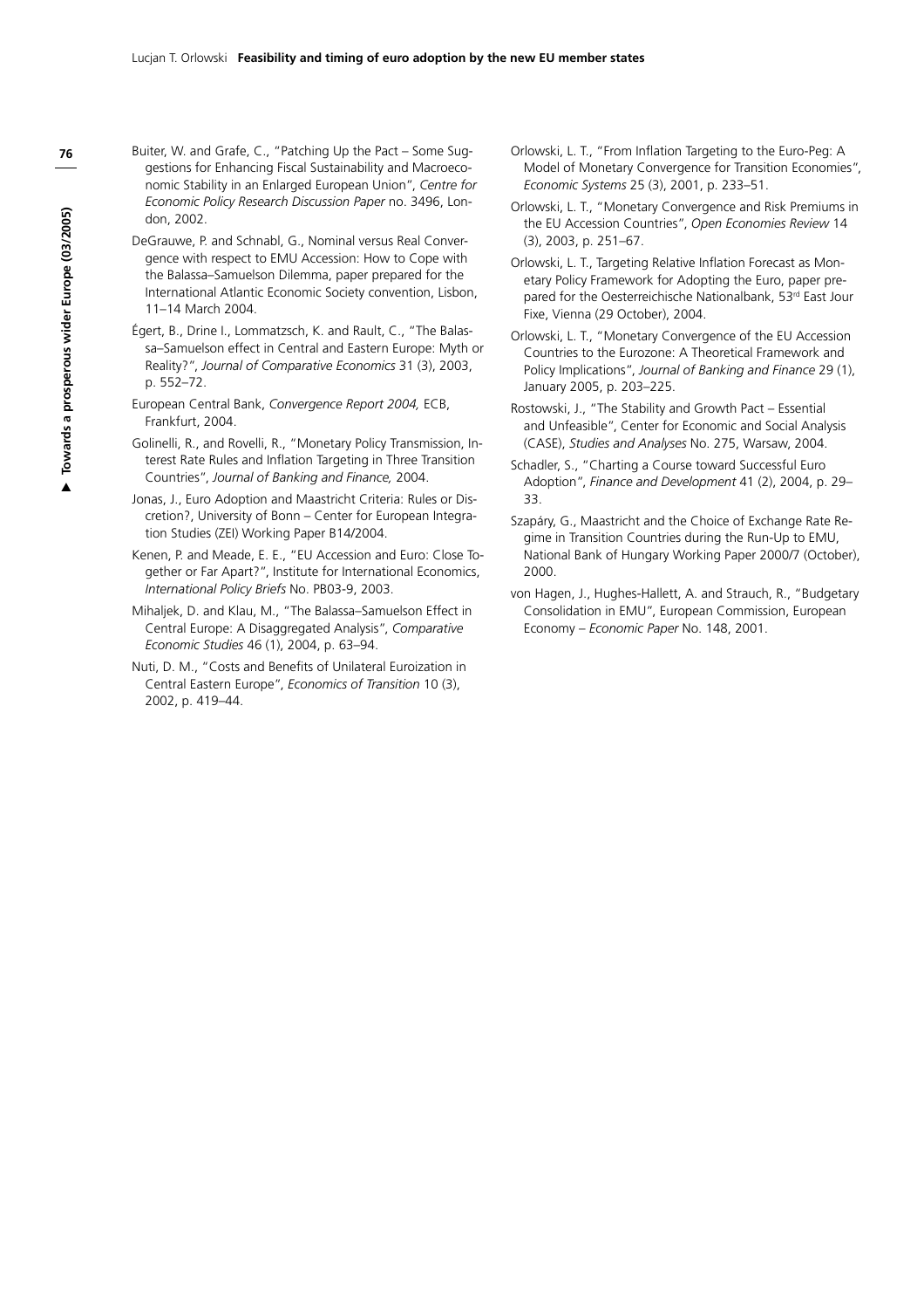Buiter, W. and Grafe, C., "Patching Up the Pact – Some Suggestions for Enhancing Fiscal Sustainability and Macroeconomic Stability in an Enlarged European Union", *Centre for Economic Policy Research Discussion Paper* no. 3496, London, 2002.

DeGrauwe, P. and Schnabl, G., Nominal versus Real Convergence with respect to EMU Accession: How to Cope with the Balassa–Samuelson Dilemma, paper prepared for the International Atlantic Economic Society convention, Lisbon, 11–14 March 2004.

Égert, B., Drine I., Lommatzsch, K. and Rault, C., "The Balassa–Samuelson effect in Central and Eastern Europe: Myth or Reality?", *Journal of Comparative Economics* 31 (3), 2003, p. 552–72.

European Central Bank, *Convergence Report 2004,* ECB, Frankfurt, 2004.

Golinelli, R., and Rovelli, R., "Monetary Policy Transmission, Interest Rate Rules and Inflation Targeting in Three Transition Countries", *Journal of Banking and Finance,* 2004.

Jonas, J., Euro Adoption and Maastricht Criteria: Rules or Discretion?, University of Bonn – Center for European Integration Studies (ZEI) Working Paper B14/2004.

Kenen, P. and Meade, E. E., "EU Accession and Euro: Close Together or Far Apart?", Institute for International Economics, *International Policy Briefs* No. PB03-9, 2003.

Mihaljek, D. and Klau, M., "The Balassa–Samuelson Effect in Central Europe: A Disaggregated Analysis", *Comparative Economic Studies* 46 (1), 2004, p. 63–94.

Nuti, D. M., "Costs and Benefits of Unilateral Euroization in Central Eastern Europe", *Economics of Transition* 10 (3), 2002, p. 419–44.

Orlowski, L. T., "From Inflation Targeting to the Euro-Peg: A Model of Monetary Convergence for Transition Economies", *Economic Systems* 25 (3), 2001, p. 233–51.

Orlowski, L. T., "Monetary Convergence and Risk Premiums in the EU Accession Countries", *Open Economies Review* 14 (3), 2003, p. 251–67.

Orlowski, L. T., Targeting Relative Inflation Forecast as Monetary Policy Framework for Adopting the Euro, paper prepared for the Oesterreichische Nationalbank, 53rd East Jour Fixe, Vienna (29 October), 2004.

Orlowski, L. T., "Monetary Convergence of the EU Accession Countries to the Eurozone: A Theoretical Framework and Policy Implications", *Journal of Banking and Finance* 29 (1), January 2005, p. 203–225.

Rostowski, J., "The Stability and Growth Pact – Essential and Unfeasible", Center for Economic and Social Analysis (CASE), *Studies and Analyses* No. 275, Warsaw, 2004.

Schadler, S., "Charting a Course toward Successful Euro Adoption", *Finance and Development* 41 (2), 2004, p. 29–33.

Szapáry, G., Maastricht and the Choice of Exchange Rate Regime in Transition Countries during the Run-Up to EMU, National Bank of Hungary Working Paper 2000/7 (October), 2000.

von Hagen, J., Hughes-Hallett, A. and Strauch, R., "Budgetary Consolidation in EMU", European Commission, European Economy – *Economic Paper* No. 148, 2001.